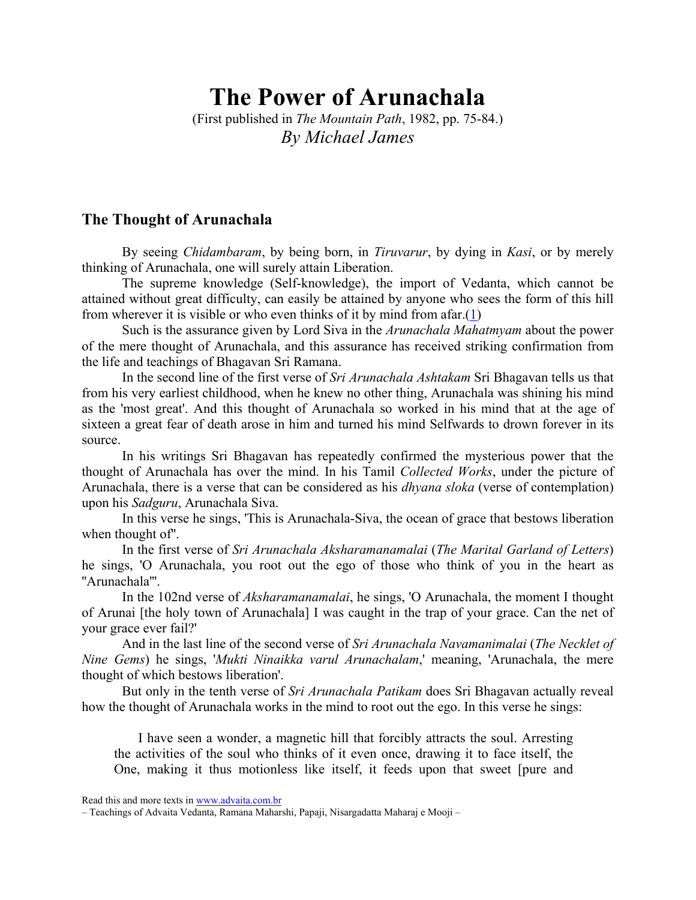# The Power of Arunachala

(First published in *The Mountain Path*, 1982, pp. 75-84.)

*By Michael James*

## The Thought of Arunachala

By seeing *Chidambaram*, by being born, in *Tiruvarur*, by dying in *Kasi*, or by merely thinking of Arunachala, one will surely attain Liberation.

The supreme knowledge (Self-knowledge), the import of Vedanta, which cannot be attained without great difficulty, can easily be attained by anyone who sees the form of this hill from wherever it is visible or who even thinks of it by mind from afar.(1)

Such is the assurance given by Lord Siva in the *Arunachala Mahatmyam* about the power of the mere thought of Arunachala, and this assurance has received striking confirmation from the life and teachings of Bhagavan Sri Ramana.

In the second line of the first verse of *Sri Arunachala Ashtakam* Sri Bhagavan tells us that from his very earliest childhood, when he knew no other thing, Arunachala was shining his mind as the 'most great'. And this thought of Arunachala so worked in his mind that at the age of sixteen a great fear of death arose in him and turned his mind Selfwards to drown forever in its source.

In his writings Sri Bhagavan has repeatedly confirmed the mysterious power that the thought of Arunachala has over the mind. In his Tamil *Collected Works*, under the picture of Arunachala, there is a verse that can be considered as his *dhyana sloka* (verse of contemplation) upon his *Sadguru*, Arunachala Siva.

In this verse he sings, 'This is Arunachala-Siva, the ocean of grace that bestows liberation when thought of".

In the first verse of *Sri Arunachala Aksharamanamalai* (*The Marital Garland of Letters*) he sings, 'O Arunachala, you root out the ego of those who think of you in the heart as "Arunachala"'.

In the 102nd verse of *Aksharamanamalai*, he sings, 'O Arunachala, the moment I thought of Arunai [the holy town of Arunachala] I was caught in the trap of your grace. Can the net of your grace ever fail?'

And in the last line of the second verse of *Sri Arunachala Navamanimalai* (*The Necklet of Nine Gems*) he sings, '*Mukti Ninaikka varul Arunachalam*,' meaning, 'Arunachala, the mere thought of which bestows liberation'.

But only in the tenth verse of *Sri Arunachala Patikam* does Sri Bhagavan actually reveal how the thought of Arunachala works in the mind to root out the ego. In this verse he sings:

> I have seen a wonder, a magnetic hill that forcibly attracts the soul. Arresting the activities of the soul who thinks of it even once, drawing it to face itself, the One, making it thus motionless like itself, it feeds upon that sweet [pure and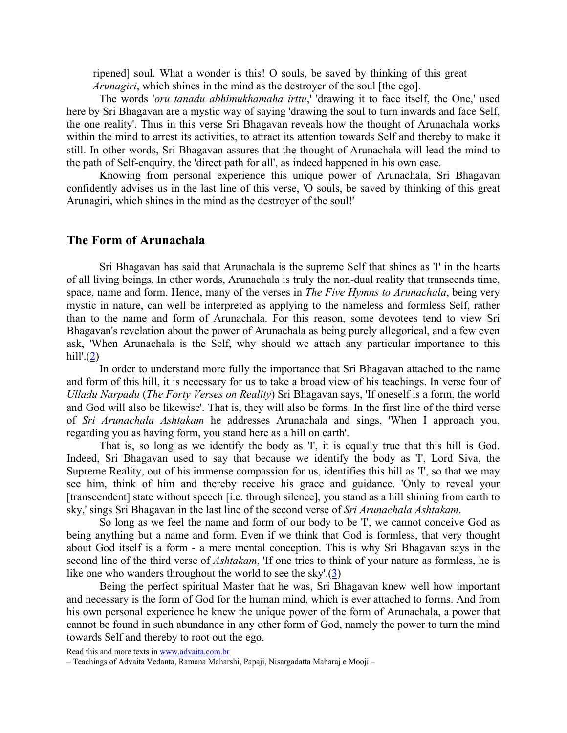ripened] soul. What a wonder is this! O souls, be saved by thinking of this great *Arunagiri*, which shines in the mind as the destroyer of the soul [the ego].

The words '*oru tanadu abhimukhamaha irttu*,' 'drawing it to face itself, the One,' used here by Sri Bhagavan are a mystic way of saying 'drawing the soul to turn inwards and face Self, the one reality'. Thus in this verse Sri Bhagavan reveals how the thought of Arunachala works within the mind to arrest its activities, to attract its attention towards Self and thereby to make it still. In other words, Sri Bhagavan assures that the thought of Arunachala will lead the mind to the path of Self-enquiry, the 'direct path for all', as indeed happened in his own case.

Knowing from personal experience this unique power of Arunachala, Sri Bhagavan confidently advises us in the last line of this verse, 'O souls, be saved by thinking of this great Arunagiri, which shines in the mind as the destroyer of the soul!'

## The Form of Arunachala

Sri Bhagavan has said that Arunachala is the supreme Self that shines as 'I' in the hearts of all living beings. In other words, Arunachala is truly the non-dual reality that transcends time, space, name and form. Hence, many of the verses in *The Five Hymns to Arunachala*, being very mystic in nature, can well be interpreted as applying to the nameless and formless Self, rather than to the name and form of Arunachala. For this reason, some devotees tend to view Sri Bhagavan's revelation about the power of Arunachala as being purely allegorical, and a few even ask, 'When Arunachala is the Self, why should we attach any particular importance to this hill'.(2)

In order to understand more fully the importance that Sri Bhagavan attached to the name and form of this hill, it is necessary for us to take a broad view of his teachings. In verse four of *Ulladu Narpadu* (*The Forty Verses on Reality*) Sri Bhagavan says, 'If oneself is a form, the world and God will also be likewise'. That is, they will also be forms. In the first line of the third verse of *Sri Arunachala Ashtakam* he addresses Arunachala and sings, 'When I approach you, regarding you as having form, you stand here as a hill on earth'.

That is, so long as we identify the body as 'I', it is equally true that this hill is God. Indeed, Sri Bhagavan used to say that because we identify the body as 'I', Lord Siva, the Supreme Reality, out of his immense compassion for us, identifies this hill as 'I', so that we may see him, think of him and thereby receive his grace and guidance. 'Only to reveal your [transcendent] state without speech [i.e. through silence], you stand as a hill shining from earth to sky,' sings Sri Bhagavan in the last line of the second verse of *Sri Arunachala Ashtakam*.

So long as we feel the name and form of our body to be 'I', we cannot conceive God as being anything but a name and form. Even if we think that God is formless, that very thought about God itself is a form - a mere mental conception. This is why Sri Bhagavan says in the second line of the third verse of *Ashtakam*, 'If one tries to think of your nature as formless, he is like one who wanders throughout the world to see the sky'.(3)

Being the perfect spiritual Master that he was, Sri Bhagavan knew well how important and necessary is the form of God for the human mind, which is ever attached to forms. And from his own personal experience he knew the unique power of the form of Arunachala, a power that cannot be found in such abundance in any other form of God, namely the power to turn the mind towards Self and thereby to root out the ego.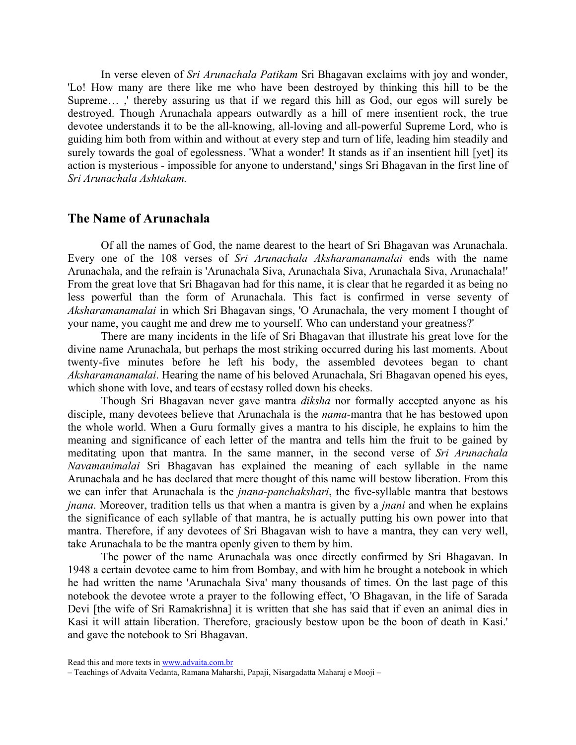In verse eleven of *Sri Arunachala Patikam* Sri Bhagavan exclaims with joy and wonder, 'Lo! How many are there like me who have been destroyed by thinking this hill to be the Supreme… ,' thereby assuring us that if we regard this hill as God, our egos will surely be destroyed. Though Arunachala appears outwardly as a hill of mere insentient rock, the true devotee understands it to be the all-knowing, all-loving and all-powerful Supreme Lord, who is guiding him both from within and without at every step and turn of life, leading him steadily and surely towards the goal of egolessness. 'What a wonder! It stands as if an insentient hill [yet] its action is mysterious - impossible for anyone to understand,' sings Sri Bhagavan in the first line of *Sri Arunachala Ashtakam.*

## The Name of Arunachala

Of all the names of God, the name dearest to the heart of Sri Bhagavan was Arunachala. Every one of the 108 verses of *Sri Arunachala Aksharamanamalai* ends with the name Arunachala, and the refrain is 'Arunachala Siva, Arunachala Siva, Arunachala Siva, Arunachala!' From the great love that Sri Bhagavan had for this name, it is clear that he regarded it as being no less powerful than the form of Arunachala. This fact is confirmed in verse seventy of *Aksharamanamalai* in which Sri Bhagavan sings, 'O Arunachala, the very moment I thought of your name, you caught me and drew me to yourself. Who can understand your greatness?'

There are many incidents in the life of Sri Bhagavan that illustrate his great love for the divine name Arunachala, but perhaps the most striking occurred during his last moments. About twenty-five minutes before he left his body, the assembled devotees began to chant *Aksharamanamalai*. Hearing the name of his beloved Arunachala, Sri Bhagavan opened his eyes, which shone with love, and tears of ecstasy rolled down his cheeks.

Though Sri Bhagavan never gave mantra *diksha* nor formally accepted anyone as his disciple, many devotees believe that Arunachala is the *nama*-mantra that he has bestowed upon the whole world. When a Guru formally gives a mantra to his disciple, he explains to him the meaning and significance of each letter of the mantra and tells him the fruit to be gained by meditating upon that mantra. In the same manner, in the second verse of *Sri Arunachala Navamanimalai* Sri Bhagavan has explained the meaning of each syllable in the name Arunachala and he has declared that mere thought of this name will bestow liberation. From this we can infer that Arunachala is the *jnana-panchakshari*, the five-syllable mantra that bestows *jnana*. Moreover, tradition tells us that when a mantra is given by a *jnani* and when he explains the significance of each syllable of that mantra, he is actually putting his own power into that mantra. Therefore, if any devotees of Sri Bhagavan wish to have a mantra, they can very well, take Arunachala to be the mantra openly given to them by him.

The power of the name Arunachala was once directly confirmed by Sri Bhagavan. In 1948 a certain devotee came to him from Bombay, and with him he brought a notebook in which he had written the name 'Arunachala Siva' many thousands of times. On the last page of this notebook the devotee wrote a prayer to the following effect, 'O Bhagavan, in the life of Sarada Devi [the wife of Sri Ramakrishna] it is written that she has said that if even an animal dies in Kasi it will attain liberation. Therefore, graciously bestow upon be the boon of death in Kasi.' and gave the notebook to Sri Bhagavan.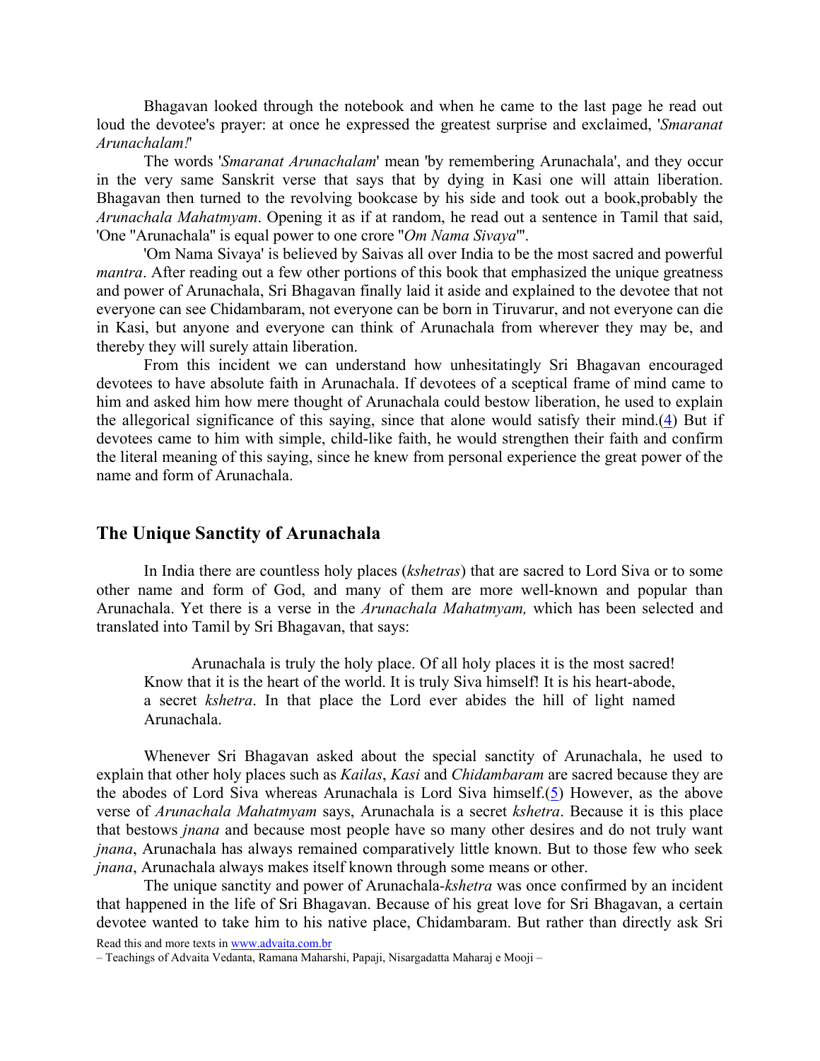Bhagavan looked through the notebook and when he came to the last page he read out loud the devotee's prayer: at once he expressed the greatest surprise and exclaimed, '*Smaranat Arunachalam!*'

The words '*Smaranat Arunachalam*' mean 'by remembering Arunachala', and they occur in the very same Sanskrit verse that says that by dying in Kasi one will attain liberation. Bhagavan then turned to the revolving bookcase by his side and took out a book,probably the *Arunachala Mahatmyam*. Opening it as if at random, he read out a sentence in Tamil that said, 'One "Arunachala" is equal power to one crore "*Om Nama Sivaya*"'.

'Om Nama Sivaya' is believed by Saivas all over India to be the most sacred and powerful *mantra*. After reading out a few other portions of this book that emphasized the unique greatness and power of Arunachala, Sri Bhagavan finally laid it aside and explained to the devotee that not everyone can see Chidambaram, not everyone can be born in Tiruvarur, and not everyone can die in Kasi, but anyone and everyone can think of Arunachala from wherever they may be, and thereby they will surely attain liberation.

From this incident we can understand how unhesitatingly Sri Bhagavan encouraged devotees to have absolute faith in Arunachala. If devotees of a sceptical frame of mind came to him and asked him how mere thought of Arunachala could bestow liberation, he used to explain the allegorical significance of this saying, since that alone would satisfy their mind.(4) But if devotees came to him with simple, child-like faith, he would strengthen their faith and confirm the literal meaning of this saying, since he knew from personal experience the great power of the name and form of Arunachala.

## The Unique Sanctity of Arunachala

In India there are countless holy places (*kshetras*) that are sacred to Lord Siva or to some other name and form of God, and many of them are more well-known and popular than Arunachala. Yet there is a verse in the *Arunachala Mahatmyam,* which has been selected and translated into Tamil by Sri Bhagavan, that says:

> Arunachala is truly the holy place. Of all holy places it is the most sacred! Know that it is the heart of the world. It is truly Siva himself! It is his heart-abode, a secret *kshetra*. In that place the Lord ever abides the hill of light named Arunachala.

Whenever Sri Bhagavan asked about the special sanctity of Arunachala, he used to explain that other holy places such as *Kailas*, *Kasi* and *Chidambaram* are sacred because they are the abodes of Lord Siva whereas Arunachala is Lord Siva himself.(5) However, as the above verse of *Arunachala Mahatmyam* says, Arunachala is a secret *kshetra*. Because it is this place that bestows *jnana* and because most people have so many other desires and do not truly want *jnana*, Arunachala has always remained comparatively little known. But to those few who seek *jnana*, Arunachala always makes itself known through some means or other.

The unique sanctity and power of Arunachala-*kshetra* was once confirmed by an incident that happened in the life of Sri Bhagavan. Because of his great love for Sri Bhagavan, a certain devotee wanted to take him to his native place, Chidambaram. But rather than directly ask Sri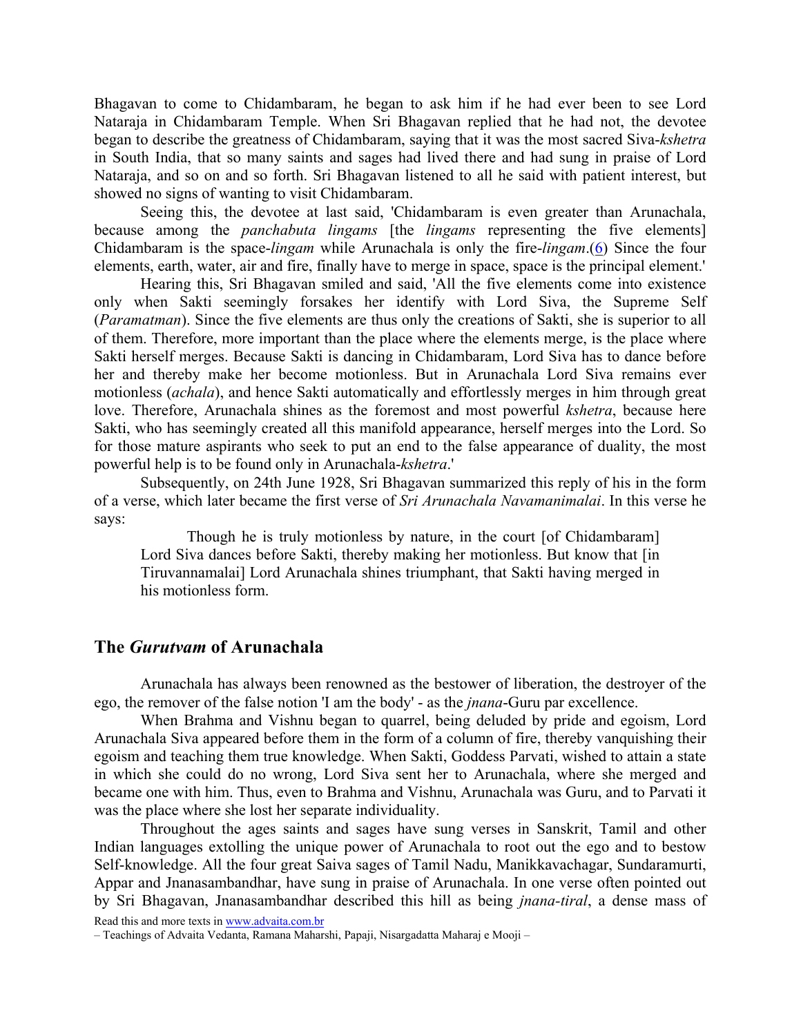Bhagavan to come to Chidambaram, he began to ask him if he had ever been to see Lord Nataraja in Chidambaram Temple. When Sri Bhagavan replied that he had not, the devotee began to describe the greatness of Chidambaram, saying that it was the most sacred Siva-*kshetra* in South India, that so many saints and sages had lived there and had sung in praise of Lord Nataraja, and so on and so forth. Sri Bhagavan listened to all he said with patient interest, but showed no signs of wanting to visit Chidambaram.

Seeing this, the devotee at last said, 'Chidambaram is even greater than Arunachala, because among the *panchabuta lingams* [the *lingams* representing the five elements] Chidambaram is the space-*lingam* while Arunachala is only the fire-*lingam*.(6) Since the four elements, earth, water, air and fire, finally have to merge in space, space is the principal element.'

Hearing this, Sri Bhagavan smiled and said, 'All the five elements come into existence only when Sakti seemingly forsakes her identify with Lord Siva, the Supreme Self (*Paramatman*). Since the five elements are thus only the creations of Sakti, she is superior to all of them. Therefore, more important than the place where the elements merge, is the place where Sakti herself merges. Because Sakti is dancing in Chidambaram, Lord Siva has to dance before her and thereby make her become motionless. But in Arunachala Lord Siva remains ever motionless (*achala*), and hence Sakti automatically and effortlessly merges in him through great love. Therefore, Arunachala shines as the foremost and most powerful *kshetra*, because here Sakti, who has seemingly created all this manifold appearance, herself merges into the Lord. So for those mature aspirants who seek to put an end to the false appearance of duality, the most powerful help is to be found only in Arunachala-*kshetra*.'

Subsequently, on 24th June 1928, Sri Bhagavan summarized this reply of his in the form of a verse, which later became the first verse of *Sri Arunachala Navamanimalai*. In this verse he says:

> Though he is truly motionless by nature, in the court [of Chidambaram] Lord Siva dances before Sakti, thereby making her motionless. But know that [in Tiruvannamalai] Lord Arunachala shines triumphant, that Sakti having merged in his motionless form.

## The *Gurutvam* of Arunachala

Arunachala has always been renowned as the bestower of liberation, the destroyer of the ego, the remover of the false notion 'I am the body' - as the *jnana*-Guru par excellence.

When Brahma and Vishnu began to quarrel, being deluded by pride and egoism, Lord Arunachala Siva appeared before them in the form of a column of fire, thereby vanquishing their egoism and teaching them true knowledge. When Sakti, Goddess Parvati, wished to attain a state in which she could do no wrong, Lord Siva sent her to Arunachala, where she merged and became one with him. Thus, even to Brahma and Vishnu, Arunachala was Guru, and to Parvati it was the place where she lost her separate individuality.

Throughout the ages saints and sages have sung verses in Sanskrit, Tamil and other Indian languages extolling the unique power of Arunachala to root out the ego and to bestow Self-knowledge. All the four great Saiva sages of Tamil Nadu, Manikkavachagar, Sundaramurti, Appar and Jnanasambandhar, have sung in praise of Arunachala. In one verse often pointed out by Sri Bhagavan, Jnanasambandhar described this hill as being *jnana-tiral*, a dense mass of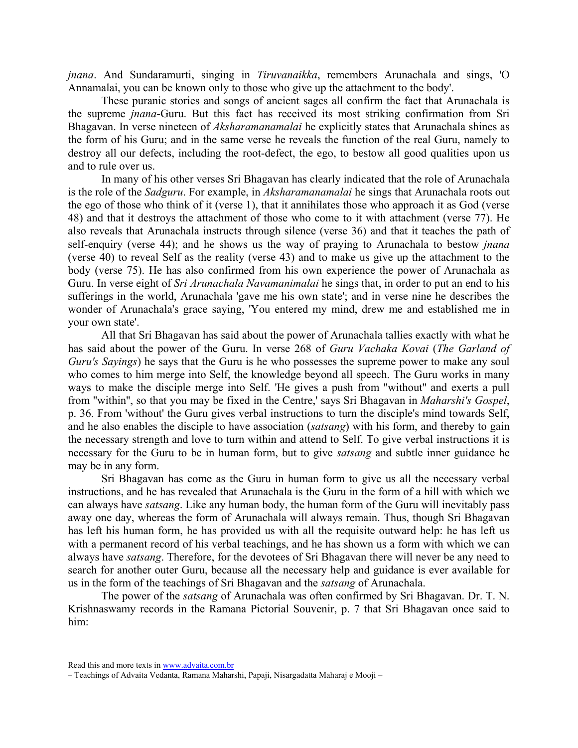*jnana*. And Sundaramurti, singing in *Tiruvanaikka*, remembers Arunachala and sings, 'O Annamalai, you can be known only to those who give up the attachment to the body'.

These puranic stories and songs of ancient sages all confirm the fact that Arunachala is the supreme *jnana*-Guru. But this fact has received its most striking confirmation from Sri Bhagavan. In verse nineteen of *Aksharamanamalai* he explicitly states that Arunachala shines as the form of his Guru; and in the same verse he reveals the function of the real Guru, namely to destroy all our defects, including the root-defect, the ego, to bestow all good qualities upon us and to rule over us.

In many of his other verses Sri Bhagavan has clearly indicated that the role of Arunachala is the role of the *Sadguru*. For example, in *Aksharamanamalai* he sings that Arunachala roots out the ego of those who think of it (verse 1), that it annihilates those who approach it as God (verse 48) and that it destroys the attachment of those who come to it with attachment (verse 77). He also reveals that Arunachala instructs through silence (verse 36) and that it teaches the path of self-enquiry (verse 44); and he shows us the way of praying to Arunachala to bestow *jnana* (verse 40) to reveal Self as the reality (verse 43) and to make us give up the attachment to the body (verse 75). He has also confirmed from his own experience the power of Arunachala as Guru. In verse eight of *Sri Arunachala Navamanimalai* he sings that, in order to put an end to his sufferings in the world, Arunachala 'gave me his own state'; and in verse nine he describes the wonder of Arunachala's grace saying, 'You entered my mind, drew me and established me in your own state'.

All that Sri Bhagavan has said about the power of Arunachala tallies exactly with what he has said about the power of the Guru. In verse 268 of *Guru Vachaka Kovai* (*The Garland of Guru's Sayings*) he says that the Guru is he who possesses the supreme power to make any soul who comes to him merge into Self, the knowledge beyond all speech. The Guru works in many ways to make the disciple merge into Self. 'He gives a push from "without" and exerts a pull from "within", so that you may be fixed in the Centre,' says Sri Bhagavan in *Maharshi's Gospel*, p. 36. From 'without' the Guru gives verbal instructions to turn the disciple's mind towards Self, and he also enables the disciple to have association (*satsang*) with his form, and thereby to gain the necessary strength and love to turn within and attend to Self. To give verbal instructions it is necessary for the Guru to be in human form, but to give *satsang* and subtle inner guidance he may be in any form.

Sri Bhagavan has come as the Guru in human form to give us all the necessary verbal instructions, and he has revealed that Arunachala is the Guru in the form of a hill with which we can always have *satsang*. Like any human body, the human form of the Guru will inevitably pass away one day, whereas the form of Arunachala will always remain. Thus, though Sri Bhagavan has left his human form, he has provided us with all the requisite outward help: he has left us with a permanent record of his verbal teachings, and he has shown us a form with which we can always have *satsang*. Therefore, for the devotees of Sri Bhagavan there will never be any need to search for another outer Guru, because all the necessary help and guidance is ever available for us in the form of the teachings of Sri Bhagavan and the *satsang* of Arunachala.

The power of the *satsang* of Arunachala was often confirmed by Sri Bhagavan. Dr. T. N. Krishnaswamy records in the Ramana Pictorial Souvenir, p. 7 that Sri Bhagavan once said to him: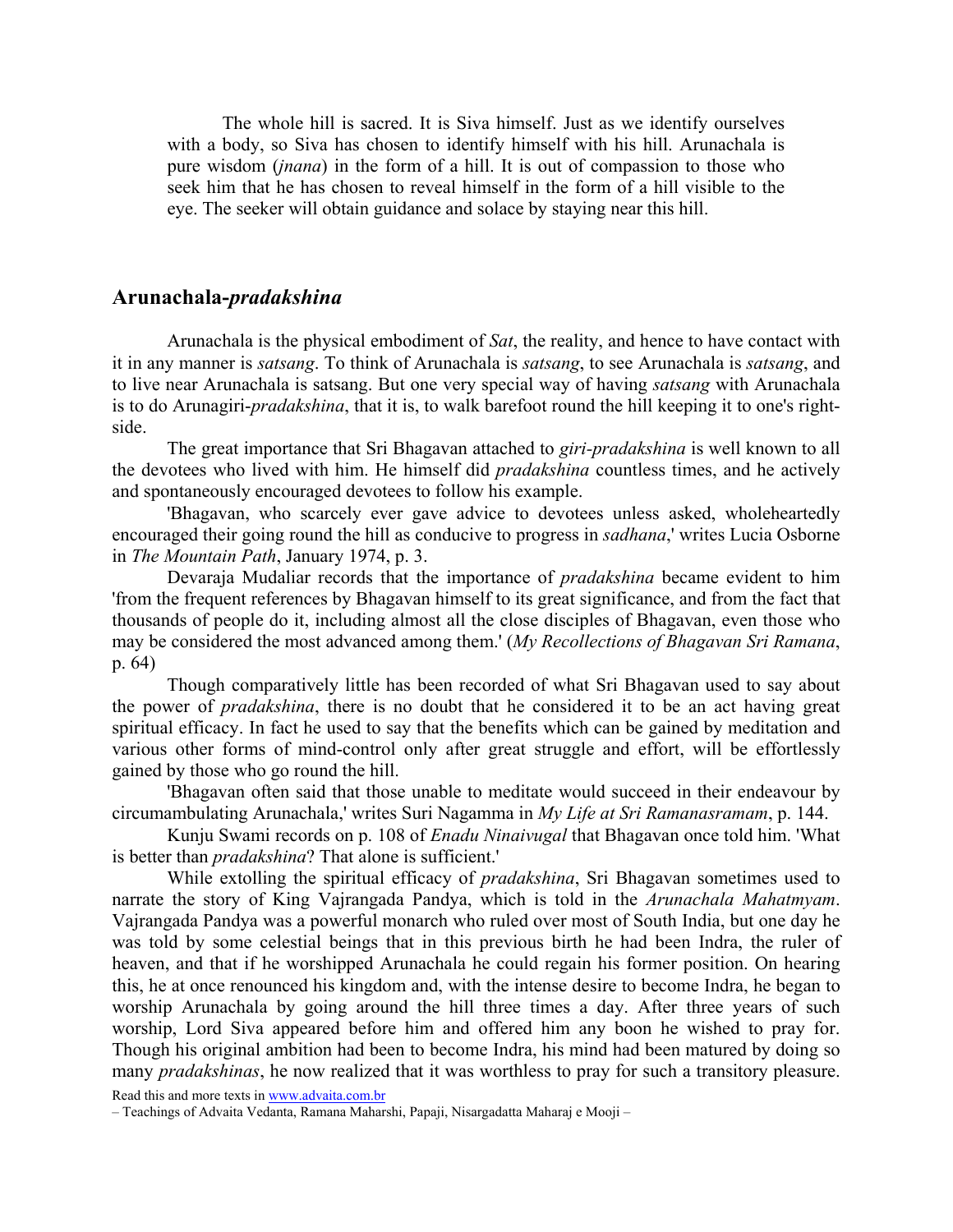The whole hill is sacred. It is Siva himself. Just as we identify ourselves with a body, so Siva has chosen to identify himself with his hill. Arunachala is pure wisdom (*jnana*) in the form of a hill. It is out of compassion to those who seek him that he has chosen to reveal himself in the form of a hill visible to the eye. The seeker will obtain guidance and solace by staying near this hill.

## Arunachala-*pradakshina*

Arunachala is the physical embodiment of *Sat*, the reality, and hence to have contact with it in any manner is *satsang*. To think of Arunachala is *satsang*, to see Arunachala is *satsang*, and to live near Arunachala is satsang. But one very special way of having *satsang* with Arunachala is to do Arunagiri-*pradakshina*, that it is, to walk barefoot round the hill keeping it to one's right-side.

The great importance that Sri Bhagavan attached to *giri-pradakshina* is well known to all the devotees who lived with him. He himself did *pradakshina* countless times, and he actively and spontaneously encouraged devotees to follow his example.

'Bhagavan, who scarcely ever gave advice to devotees unless asked, wholeheartedly encouraged their going round the hill as conducive to progress in *sadhana*,' writes Lucia Osborne in *The Mountain Path*, January 1974, p. 3.

Devaraja Mudaliar records that the importance of *pradakshina* became evident to him 'from the frequent references by Bhagavan himself to its great significance, and from the fact that thousands of people do it, including almost all the close disciples of Bhagavan, even those who may be considered the most advanced among them.' (*My Recollections of Bhagavan Sri Ramana*, p. 64)

Though comparatively little has been recorded of what Sri Bhagavan used to say about the power of *pradakshina*, there is no doubt that he considered it to be an act having great spiritual efficacy. In fact he used to say that the benefits which can be gained by meditation and various other forms of mind-control only after great struggle and effort, will be effortlessly gained by those who go round the hill.

'Bhagavan often said that those unable to meditate would succeed in their endeavour by circumambulating Arunachala,' writes Suri Nagamma in *My Life at Sri Ramanasramam*, p. 144.

Kunju Swami records on p. 108 of *Enadu Ninaivugal* that Bhagavan once told him. 'What is better than *pradakshina*? That alone is sufficient.'

While extolling the spiritual efficacy of *pradakshina*, Sri Bhagavan sometimes used to narrate the story of King Vajrangada Pandya, which is told in the *Arunachala Mahatmyam*. Vajrangada Pandya was a powerful monarch who ruled over most of South India, but one day he was told by some celestial beings that in this previous birth he had been Indra, the ruler of heaven, and that if he worshipped Arunachala he could regain his former position. On hearing this, he at once renounced his kingdom and, with the intense desire to become Indra, he began to worship Arunachala by going around the hill three times a day. After three years of such worship, Lord Siva appeared before him and offered him any boon he wished to pray for. Though his original ambition had been to become Indra, his mind had been matured by doing so many *pradakshinas*, he now realized that it was worthless to pray for such a transitory pleasure.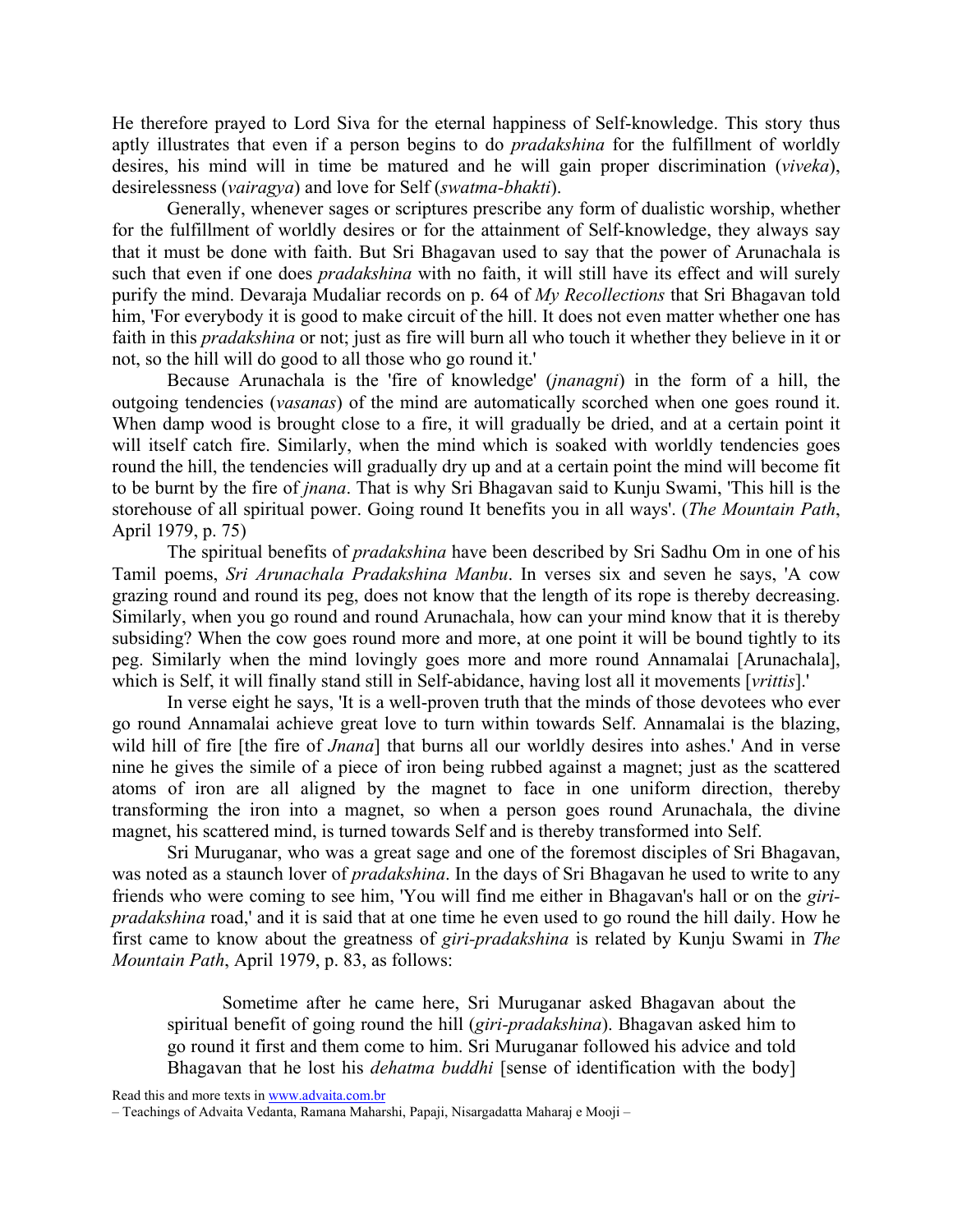He therefore prayed to Lord Siva for the eternal happiness of Self-knowledge. This story thus aptly illustrates that even if a person begins to do *pradakshina* for the fulfillment of worldly desires, his mind will in time be matured and he will gain proper discrimination (*viveka*), desirelessness (*vairagya*) and love for Self (*swatma-bhakti*).

Generally, whenever sages or scriptures prescribe any form of dualistic worship, whether for the fulfillment of worldly desires or for the attainment of Self-knowledge, they always say that it must be done with faith. But Sri Bhagavan used to say that the power of Arunachala is such that even if one does *pradakshina* with no faith, it will still have its effect and will surely purify the mind. Devaraja Mudaliar records on p. 64 of *My Recollections* that Sri Bhagavan told him, 'For everybody it is good to make circuit of the hill. It does not even matter whether one has faith in this *pradakshina* or not; just as fire will burn all who touch it whether they believe in it or not, so the hill will do good to all those who go round it.'

Because Arunachala is the 'fire of knowledge' (*jnanagni*) in the form of a hill, the outgoing tendencies (*vasanas*) of the mind are automatically scorched when one goes round it. When damp wood is brought close to a fire, it will gradually be dried, and at a certain point it will itself catch fire. Similarly, when the mind which is soaked with worldly tendencies goes round the hill, the tendencies will gradually dry up and at a certain point the mind will become fit to be burnt by the fire of *jnana*. That is why Sri Bhagavan said to Kunju Swami, 'This hill is the storehouse of all spiritual power. Going round It benefits you in all ways'. (*The Mountain Path*, April 1979, p. 75)

The spiritual benefits of *pradakshina* have been described by Sri Sadhu Om in one of his Tamil poems, *Sri Arunachala Pradakshina Manbu*. In verses six and seven he says, 'A cow grazing round and round its peg, does not know that the length of its rope is thereby decreasing. Similarly, when you go round and round Arunachala, how can your mind know that it is thereby subsiding? When the cow goes round more and more, at one point it will be bound tightly to its peg. Similarly when the mind lovingly goes more and more round Annamalai [Arunachala], which is Self, it will finally stand still in Self-abidance, having lost all it movements [*vrittis*].'

In verse eight he says, 'It is a well-proven truth that the minds of those devotees who ever go round Annamalai achieve great love to turn within towards Self. Annamalai is the blazing, wild hill of fire [the fire of *Jnana*] that burns all our worldly desires into ashes.' And in verse nine he gives the simile of a piece of iron being rubbed against a magnet; just as the scattered atoms of iron are all aligned by the magnet to face in one uniform direction, thereby transforming the iron into a magnet, so when a person goes round Arunachala, the divine magnet, his scattered mind, is turned towards Self and is thereby transformed into Self.

Sri Muruganar, who was a great sage and one of the foremost disciples of Sri Bhagavan, was noted as a staunch lover of *pradakshina*. In the days of Sri Bhagavan he used to write to any friends who were coming to see him, 'You will find me either in Bhagavan's hall or on the *giri-pradakshina* road,' and it is said that at one time he even used to go round the hill daily. How he first came to know about the greatness of *giri-pradakshina* is related by Kunju Swami in *The Mountain Path*, April 1979, p. 83, as follows:

> Sometime after he came here, Sri Muruganar asked Bhagavan about the spiritual benefit of going round the hill (*giri-pradakshina*). Bhagavan asked him to go round it first and them come to him. Sri Muruganar followed his advice and told Bhagavan that he lost his *dehatma buddhi* [sense of identification with the body]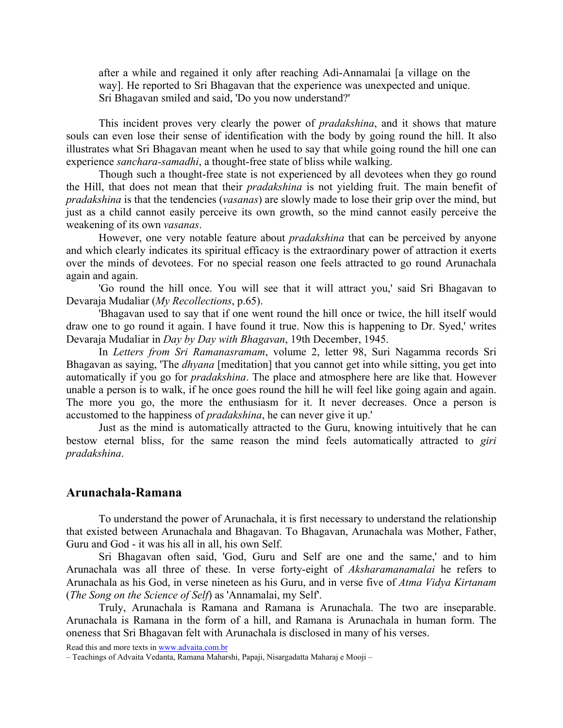after a while and regained it only after reaching Adi-Annamalai [a village on the way]. He reported to Sri Bhagavan that the experience was unexpected and unique. Sri Bhagavan smiled and said, 'Do you now understand?'

This incident proves very clearly the power of *pradakshina*, and it shows that mature souls can even lose their sense of identification with the body by going round the hill. It also illustrates what Sri Bhagavan meant when he used to say that while going round the hill one can experience *sanchara-samadhi*, a thought-free state of bliss while walking.

Though such a thought-free state is not experienced by all devotees when they go round the Hill, that does not mean that their *pradakshina* is not yielding fruit. The main benefit of *pradakshina* is that the tendencies (*vasanas*) are slowly made to lose their grip over the mind, but just as a child cannot easily perceive its own growth, so the mind cannot easily perceive the weakening of its own *vasanas*.

However, one very notable feature about *pradakshina* that can be perceived by anyone and which clearly indicates its spiritual efficacy is the extraordinary power of attraction it exerts over the minds of devotees. For no special reason one feels attracted to go round Arunachala again and again.

'Go round the hill once. You will see that it will attract you,' said Sri Bhagavan to Devaraja Mudaliar (*My Recollections*, p.65).

'Bhagavan used to say that if one went round the hill once or twice, the hill itself would draw one to go round it again. I have found it true. Now this is happening to Dr. Syed,' writes Devaraja Mudaliar in *Day by Day with Bhagavan*, 19th December, 1945.

In *Letters from Sri Ramanasramam*, volume 2, letter 98, Suri Nagamma records Sri Bhagavan as saying, 'The *dhyana* [meditation] that you cannot get into while sitting, you get into automatically if you go for *pradakshina*. The place and atmosphere here are like that. However unable a person is to walk, if he once goes round the hill he will feel like going again and again. The more you go, the more the enthusiasm for it. It never decreases. Once a person is accustomed to the happiness of *pradakshina*, he can never give it up.'

Just as the mind is automatically attracted to the Guru, knowing intuitively that he can bestow eternal bliss, for the same reason the mind feels automatically attracted to *giri pradakshina*.

## Arunachala-Ramana

To understand the power of Arunachala, it is first necessary to understand the relationship that existed between Arunachala and Bhagavan. To Bhagavan, Arunachala was Mother, Father, Guru and God - it was his all in all, his own Self.

Sri Bhagavan often said, 'God, Guru and Self are one and the same,' and to him Arunachala was all three of these. In verse forty-eight of *Aksharamanamalai* he refers to Arunachala as his God, in verse nineteen as his Guru, and in verse five of *Atma Vidya Kirtanam* (*The Song on the Science of Self*) as 'Annamalai, my Self'.

Truly, Arunachala is Ramana and Ramana is Arunachala. The two are inseparable. Arunachala is Ramana in the form of a hill, and Ramana is Arunachala in human form. The oneness that Sri Bhagavan felt with Arunachala is disclosed in many of his verses.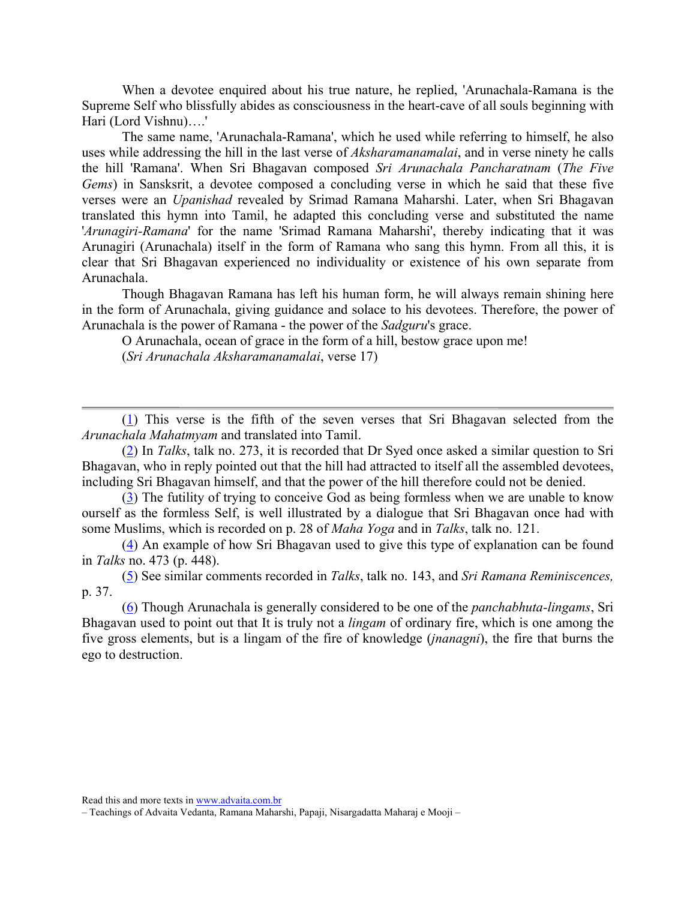When a devotee enquired about his true nature, he replied, 'Arunachala-Ramana is the Supreme Self who blissfully abides as consciousness in the heart-cave of all souls beginning with Hari (Lord Vishnu)….'

The same name, 'Arunachala-Ramana', which he used while referring to himself, he also uses while addressing the hill in the last verse of *Aksharamanamalai*, and in verse ninety he calls the hill 'Ramana'. When Sri Bhagavan composed *Sri Arunachala Pancharatnam* (*The Five Gems*) in Sansksrit, a devotee composed a concluding verse in which he said that these five verses were an *Upanishad* revealed by Srimad Ramana Maharshi. Later, when Sri Bhagavan translated this hymn into Tamil, he adapted this concluding verse and substituted the name '*Arunagiri-Ramana*' for the name 'Srimad Ramana Maharshi', thereby indicating that it was Arunagiri (Arunachala) itself in the form of Ramana who sang this hymn. From all this, it is clear that Sri Bhagavan experienced no individuality or existence of his own separate from Arunachala.

Though Bhagavan Ramana has left his human form, he will always remain shining here in the form of Arunachala, giving guidance and solace to his devotees. Therefore, the power of Arunachala is the power of Ramana - the power of the *Sadguru*'s grace.

O Arunachala, ocean of grace in the form of a hill, bestow grace upon me!
(*Sri Arunachala Aksharamanamalai*, verse 17)

---

(1) This verse is the fifth of the seven verses that Sri Bhagavan selected from the *Arunachala Mahatmyam* and translated into Tamil.

(2) In *Talks*, talk no. 273, it is recorded that Dr Syed once asked a similar question to Sri Bhagavan, who in reply pointed out that the hill had attracted to itself all the assembled devotees, including Sri Bhagavan himself, and that the power of the hill therefore could not be denied.

(3) The futility of trying to conceive God as being formless when we are unable to know ourself as the formless Self, is well illustrated by a dialogue that Sri Bhagavan once had with some Muslims, which is recorded on p. 28 of *Maha Yoga* and in *Talks*, talk no. 121.

(4) An example of how Sri Bhagavan used to give this type of explanation can be found in *Talks* no. 473 (p. 448).

(5) See similar comments recorded in *Talks*, talk no. 143, and *Sri Ramana Reminiscences,* p. 37.

(6) Though Arunachala is generally considered to be one of the *panchabhuta-lingams*, Sri Bhagavan used to point out that It is truly not a *lingam* of ordinary fire, which is one among the five gross elements, but is a lingam of the fire of knowledge (*jnanagni*), the fire that burns the ego to destruction.

Read this and more texts in www.advaita.com.br
– Teachings of Advaita Vedanta, Ramana Maharshi, Papaji, Nisargadatta Maharaj e Mooji –